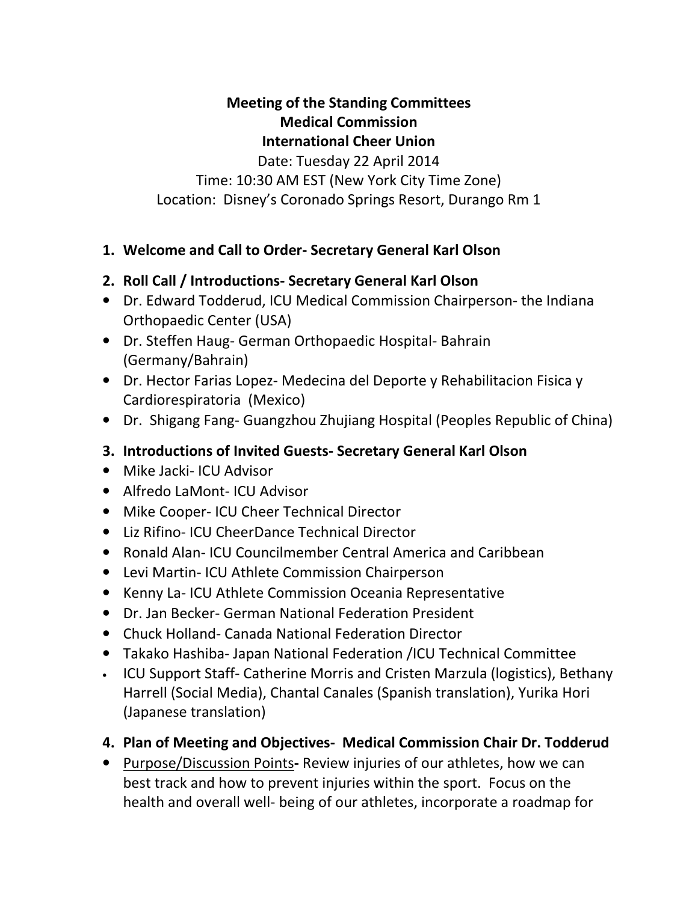# Meeting of the Standing Committees
## Medical Commission
## International Cheer Union

Date: Tuesday 22 April 2014

Time: 10:30 AM EST (New York City Time Zone)

Location: Disney's Coronado Springs Resort, Durango Rm 1

1. **Welcome and Call to Order- Secretary General Karl Olson**

2. **Roll Call / Introductions- Secretary General Karl Olson**

- Dr. Edward Todderud, ICU Medical Commission Chairperson- the Indiana Orthopaedic Center (USA)
- Dr. Steffen Haug- German Orthopaedic Hospital- Bahrain (Germany/Bahrain)
- Dr. Hector Farias Lopez- Medecina del Deporte y Rehabilitacion Fisica y Cardiorespiratoria (Mexico)
- Dr. Shigang Fang- Guangzhou Zhujiang Hospital (Peoples Republic of China)

3. **Introductions of Invited Guests- Secretary General Karl Olson**

- Mike Jacki- ICU Advisor
- Alfredo LaMont- ICU Advisor
- Mike Cooper- ICU Cheer Technical Director
- Liz Rifino- ICU CheerDance Technical Director
- Ronald Alan- ICU Councilmember Central America and Caribbean
- Levi Martin- ICU Athlete Commission Chairperson
- Kenny La- ICU Athlete Commission Oceania Representative
- Dr. Jan Becker- German National Federation President
- Chuck Holland- Canada National Federation Director
- Takako Hashiba- Japan National Federation /ICU Technical Committee
- ICU Support Staff- Catherine Morris and Cristen Marzula (logistics), Bethany Harrell (Social Media), Chantal Canales (Spanish translation), Yurika Hori (Japanese translation)

4. **Plan of Meeting and Objectives- Medical Commission Chair Dr. Todderud**

- Purpose/Discussion Points**-** Review injuries of our athletes, how we can best track and how to prevent injuries within the sport. Focus on the health and overall well- being of our athletes, incorporate a roadmap for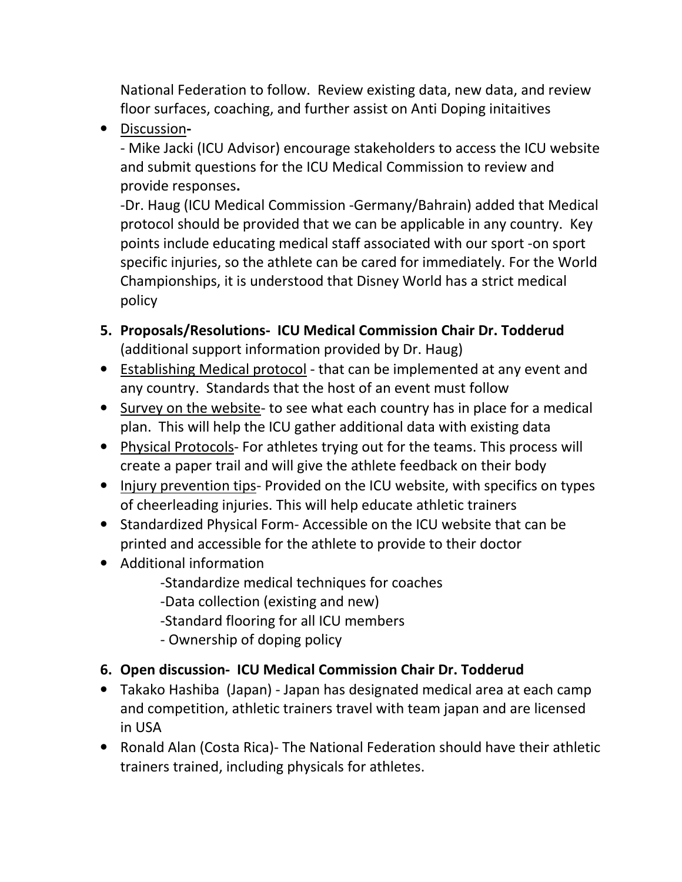National Federation to follow. Review existing data, new data, and review floor surfaces, coaching, and further assist on Anti Doping initaitives

- Discussion-

  - Mike Jacki (ICU Advisor) encourage stakeholders to access the ICU website and submit questions for the ICU Medical Commission to review and provide responses**.**

  -Dr. Haug (ICU Medical Commission -Germany/Bahrain) added that Medical protocol should be provided that we can be applicable in any country. Key points include educating medical staff associated with our sport -on sport specific injuries, so the athlete can be cared for immediately. For the World Championships, it is understood that Disney World has a strict medical policy

**5. Proposals/Resolutions- ICU Medical Commission Chair Dr. Todderud** (additional support information provided by Dr. Haug)

- Establishing Medical protocol - that can be implemented at any event and any country. Standards that the host of an event must follow
- Survey on the website- to see what each country has in place for a medical plan. This will help the ICU gather additional data with existing data
- Physical Protocols- For athletes trying out for the teams. This process will create a paper trail and will give the athlete feedback on their body
- Injury prevention tips- Provided on the ICU website, with specifics on types of cheerleading injuries. This will help educate athletic trainers
- Standardized Physical Form- Accessible on the ICU website that can be printed and accessible for the athlete to provide to their doctor
- Additional information

  -Standardize medical techniques for coaches

  -Data collection (existing and new)

  -Standard flooring for all ICU members

  - Ownership of doping policy

**6. Open discussion- ICU Medical Commission Chair Dr. Todderud**

- Takako Hashiba (Japan) - Japan has designated medical area at each camp and competition, athletic trainers travel with team japan and are licensed in USA
- Ronald Alan (Costa Rica)- The National Federation should have their athletic trainers trained, including physicals for athletes.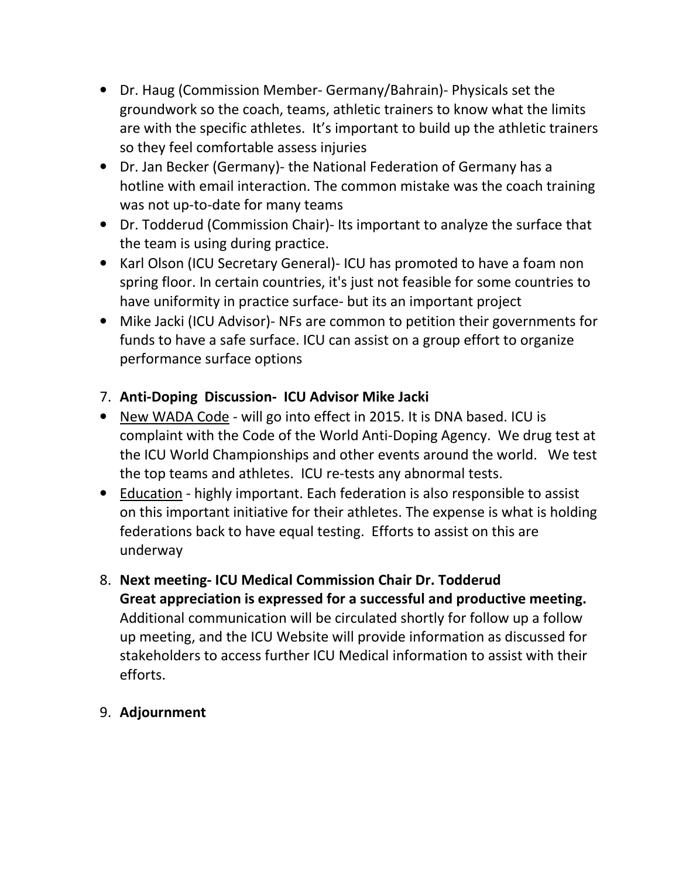- Dr. Haug (Commission Member- Germany/Bahrain)- Physicals set the groundwork so the coach, teams, athletic trainers to know what the limits are with the specific athletes. It's important to build up the athletic trainers so they feel comfortable assess injuries
- Dr. Jan Becker (Germany)- the National Federation of Germany has a hotline with email interaction. The common mistake was the coach training was not up-to-date for many teams
- Dr. Todderud (Commission Chair)- Its important to analyze the surface that the team is using during practice.
- Karl Olson (ICU Secretary General)- ICU has promoted to have a foam non spring floor. In certain countries, it's just not feasible for some countries to have uniformity in practice surface- but its an important project
- Mike Jacki (ICU Advisor)- NFs are common to petition their governments for funds to have a safe surface. ICU can assist on a group effort to organize performance surface options

7. **Anti-Doping Discussion- ICU Advisor Mike Jacki**

- <u>New WADA Code</u> - will go into effect in 2015. It is DNA based. ICU is complaint with the Code of the World Anti-Doping Agency. We drug test at the ICU World Championships and other events around the world. We test the top teams and athletes. ICU re-tests any abnormal tests.
- <u>Education</u> - highly important. Each federation is also responsible to assist on this important initiative for their athletes. The expense is what is holding federations back to have equal testing. Efforts to assist on this are underway

8. **Next meeting- ICU Medical Commission Chair Dr. Todderud**
   **Great appreciation is expressed for a successful and productive meeting.** Additional communication will be circulated shortly for follow up a follow up meeting, and the ICU Website will provide information as discussed for stakeholders to access further ICU Medical information to assist with their efforts.

9. **Adjournment**